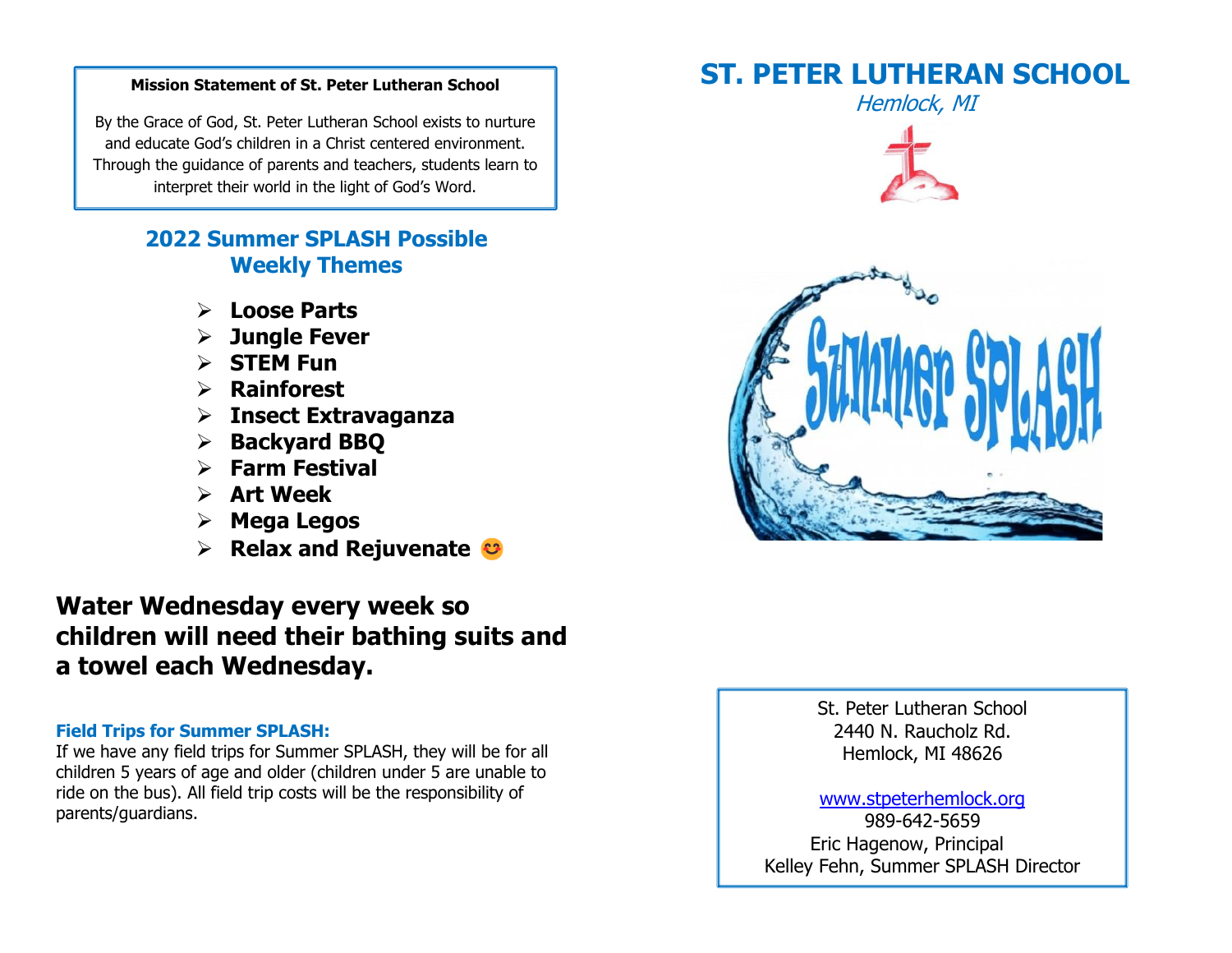**Mission Statement of St. Peter Lutheran School**

By the Grace of God, St. Peter Lutheran School exists to nurture and educate God's children in a Christ centered environment. Through the guidance of parents and teachers, students learn to interpret their world in the light of God's Word.

## 2022 Summer SPLASH Possible Weekly Themes

- **Loose Parts**
- **Jungle Fever**
- **STEM Fun**
- **Rainforest**
- **Insect Extravaganza**
- **Backyard BBQ**
- **Farm Festival**
- **Art Week**
- **Mega Legos**
- **Relax and Rejuvenate** 😊

**Water Wednesday every week so children will need their bathing suits and a towel each Wednesday.**

**Field Trips for Summer SPLASH:**

If we have any field trips for Summer SPLASH, they will be for all children 5 years of age and older (children under 5 are unable to ride on the bus). All field trip costs will be the responsibility of parents/guardians.

# ST. PETER LUTHERAN SCHOOL

*Hemlock, MI*

Summer SPLASH

St. Peter Lutheran School
2440 N. Raucholz Rd.
Hemlock, MI 48626

www.stpeterhemlock.org
989-642-5659
Eric Hagenow, Principal
Kelley Fehn, Summer SPLASH Director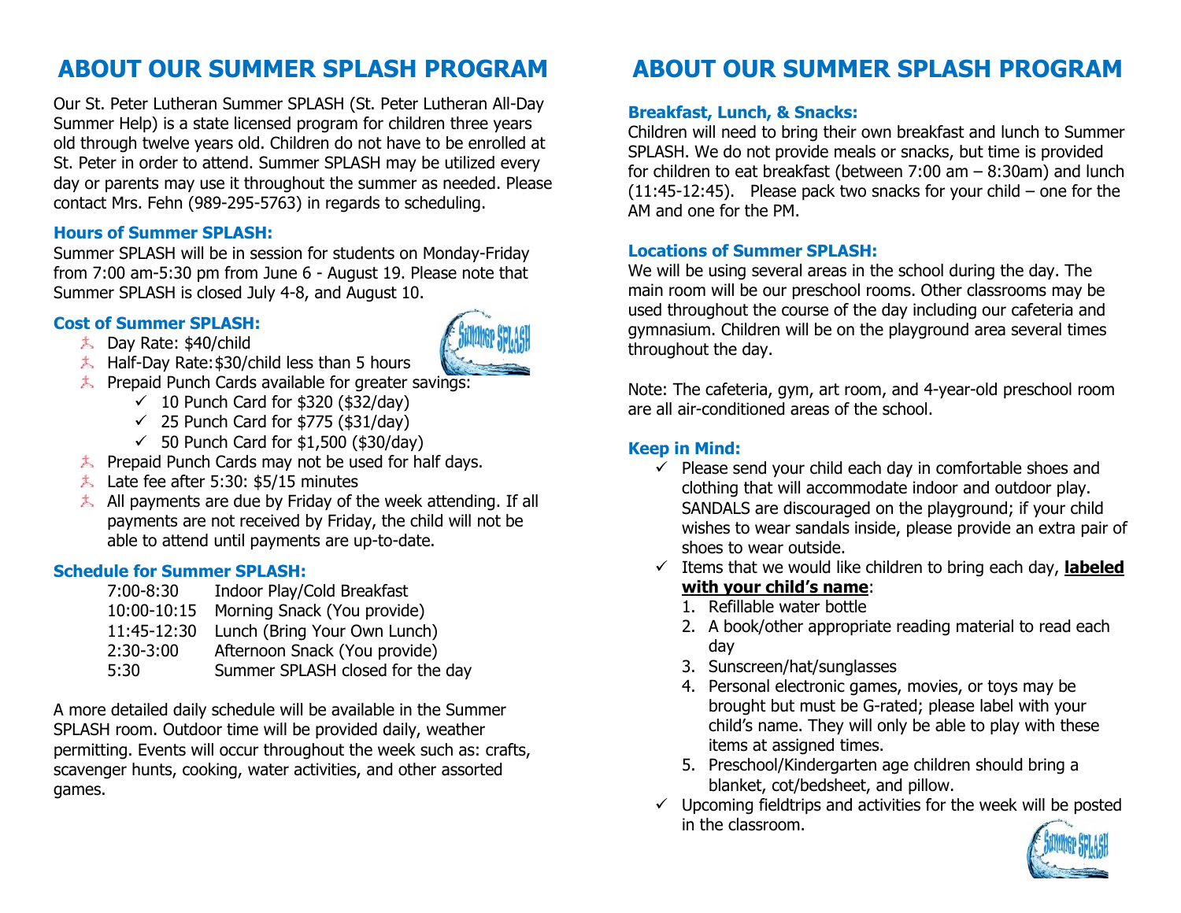# ABOUT OUR SUMMER SPLASH PROGRAM

Our St. Peter Lutheran Summer SPLASH (St. Peter Lutheran All-Day Summer Help) is a state licensed program for children three years old through twelve years old. Children do not have to be enrolled at St. Peter in order to attend. Summer SPLASH may be utilized every day or parents may use it throughout the summer as needed. Please contact Mrs. Fehn (989-295-5763) in regards to scheduling.

### Hours of Summer SPLASH:

Summer SPLASH will be in session for students on Monday-Friday from 7:00 am-5:30 pm from June 6 - August 19. Please note that Summer SPLASH is closed July 4-8, and August 10.

### Cost of Summer SPLASH:

- Day Rate: $40/child
- Half-Day Rate: $30/child less than 5 hours
- Prepaid Punch Cards available for greater savings:
  - ✓ 10 Punch Card for $320 ($32/day)
  - ✓ 25 Punch Card for $775 ($31/day)
  - ✓ 50 Punch Card for $1,500 ($30/day)
- Prepaid Punch Cards may not be used for half days.
- Late fee after 5:30: $5/15 minutes
- All payments are due by Friday of the week attending. If all payments are not received by Friday, the child will not be able to attend until payments are up-to-date.

### Schedule for Summer SPLASH:

| | |
|---|---|
| 7:00-8:30 | Indoor Play/Cold Breakfast |
| 10:00-10:15 | Morning Snack (You provide) |
| 11:45-12:30 | Lunch (Bring Your Own Lunch) |
| 2:30-3:00 | Afternoon Snack (You provide) |
| 5:30 | Summer SPLASH closed for the day |

A more detailed daily schedule will be available in the Summer SPLASH room. Outdoor time will be provided daily, weather permitting. Events will occur throughout the week such as: crafts, scavenger hunts, cooking, water activities, and other assorted games.

# ABOUT OUR SUMMER SPLASH PROGRAM

### Breakfast, Lunch, & Snacks:

Children will need to bring their own breakfast and lunch to Summer SPLASH. We do not provide meals or snacks, but time is provided for children to eat breakfast (between 7:00 am – 8:30am) and lunch (11:45-12:45). Please pack two snacks for your child – one for the AM and one for the PM.

### Locations of Summer SPLASH:

We will be using several areas in the school during the day. The main room will be our preschool rooms. Other classrooms may be used throughout the course of the day including our cafeteria and gymnasium. Children will be on the playground area several times throughout the day.

Note: The cafeteria, gym, art room, and 4-year-old preschool room are all air-conditioned areas of the school.

### Keep in Mind:

- ✓ Please send your child each day in comfortable shoes and clothing that will accommodate indoor and outdoor play. SANDALS are discouraged on the playground; if your child wishes to wear sandals inside, please provide an extra pair of shoes to wear outside.
- ✓ Items that we would like children to bring each day, **labeled with your child's name**:
  1. Refillable water bottle
  2. A book/other appropriate reading material to read each day
  3. Sunscreen/hat/sunglasses
  4. Personal electronic games, movies, or toys may be brought but must be G-rated; please label with your child's name. They will only be able to play with these items at assigned times.
  5. Preschool/Kindergarten age children should bring a blanket, cot/bedsheet, and pillow.
- ✓ Upcoming fieldtrips and activities for the week will be posted in the classroom.